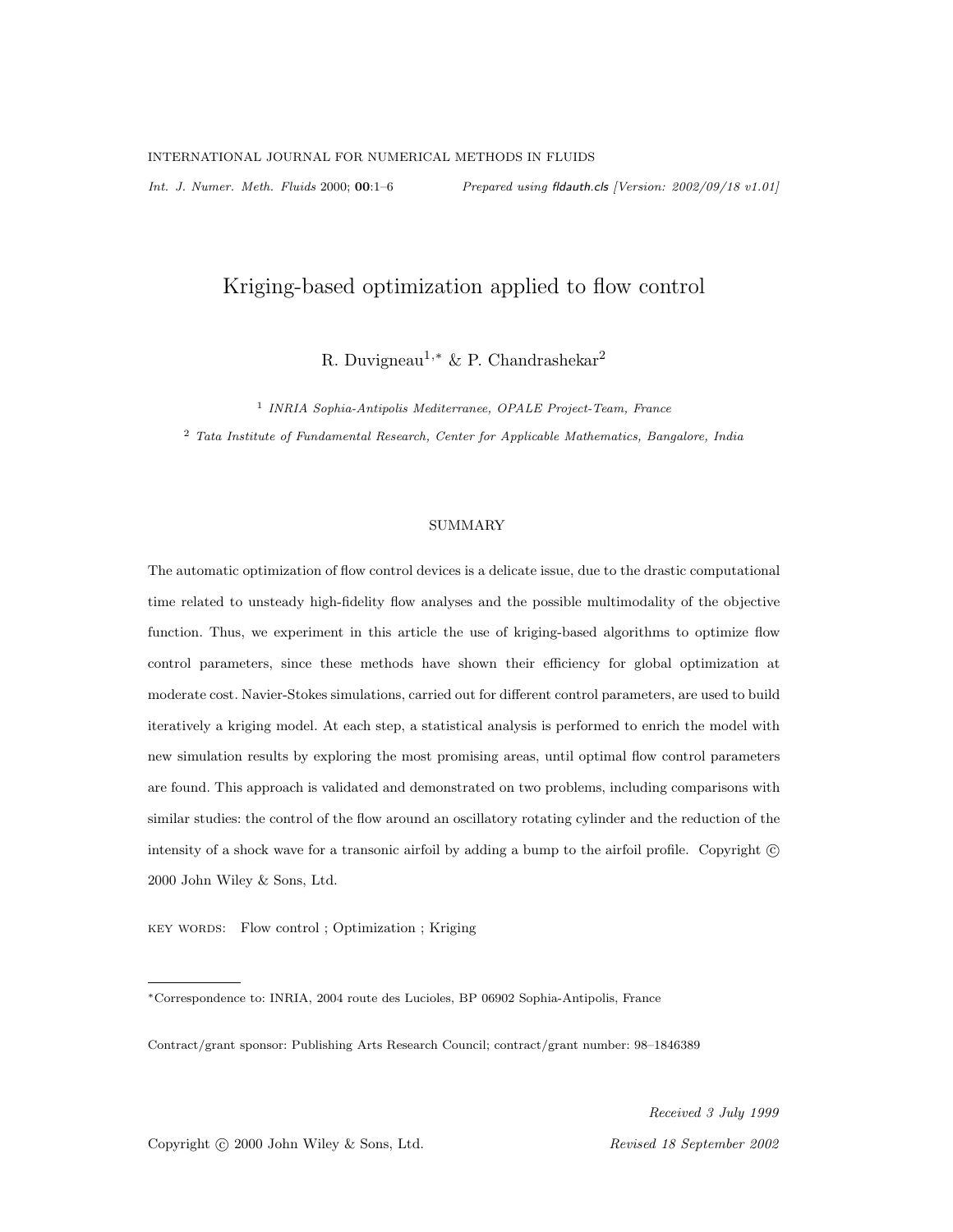# Kriging-based optimization applied to flow control

R. Duvigneau[1,*] & P. Chandrashekar[2]

[1] *INRIA Sophia-Antipolis Mediterranee, OPALE Project-Team, France*

[2] *Tata Institute of Fundamental Research, Center for Applicable Mathematics, Bangalore, India*

## SUMMARY

The automatic optimization of flow control devices is a delicate issue, due to the drastic computational time related to unsteady high-fidelity flow analyses and the possible multimodality of the objective function. Thus, we experiment in this article the use of kriging-based algorithms to optimize flow control parameters, since these methods have shown their efficiency for global optimization at moderate cost. Navier-Stokes simulations, carried out for different control parameters, are used to build iteratively a kriging model. At each step, a statistical analysis is performed to enrich the model with new simulation results by exploring the most promising areas, until optimal flow control parameters are found. This approach is validated and demonstrated on two problems, including comparisons with similar studies: the control of the flow around an oscillatory rotating cylinder and the reduction of the intensity of a shock wave for a transonic airfoil by adding a bump to the airfoil profile. Copyright © 2000 John Wiley & Sons, Ltd.

KEY WORDS: Flow control ; Optimization ; Kriging

---

*Correspondence to: INRIA, 2004 route des Lucioles, BP 06902 Sophia-Antipolis, France

Contract/grant sponsor: Publishing Arts Research Council; contract/grant number: 98–1846389

*Received 3 July 1999*

*Revised 18 September 2002*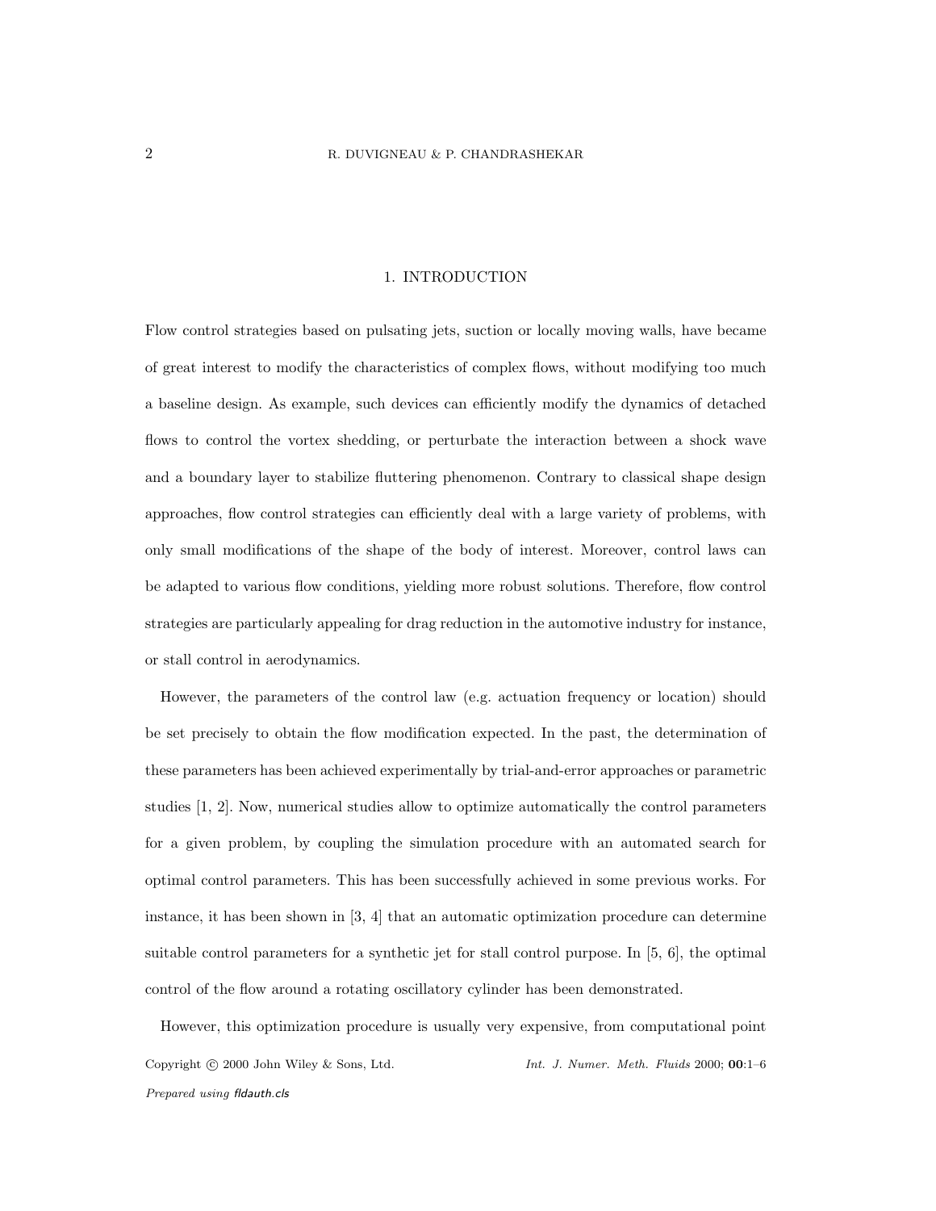## 1. INTRODUCTION

Flow control strategies based on pulsating jets, suction or locally moving walls, have became of great interest to modify the characteristics of complex flows, without modifying too much a baseline design. As example, such devices can efficiently modify the dynamics of detached flows to control the vortex shedding, or perturbate the interaction between a shock wave and a boundary layer to stabilize fluttering phenomenon. Contrary to classical shape design approaches, flow control strategies can efficiently deal with a large variety of problems, with only small modifications of the shape of the body of interest. Moreover, control laws can be adapted to various flow conditions, yielding more robust solutions. Therefore, flow control strategies are particularly appealing for drag reduction in the automotive industry for instance, or stall control in aerodynamics.

However, the parameters of the control law (e.g. actuation frequency or location) should be set precisely to obtain the flow modification expected. In the past, the determination of these parameters has been achieved experimentally by trial-and-error approaches or parametric studies [1, 2]. Now, numerical studies allow to optimize automatically the control parameters for a given problem, by coupling the simulation procedure with an automated search for optimal control parameters. This has been successfully achieved in some previous works. For instance, it has been shown in [3, 4] that an automatic optimization procedure can determine suitable control parameters for a synthetic jet for stall control purpose. In [5, 6], the optimal control of the flow around a rotating oscillatory cylinder has been demonstrated.

However, this optimization procedure is usually very expensive, from computational point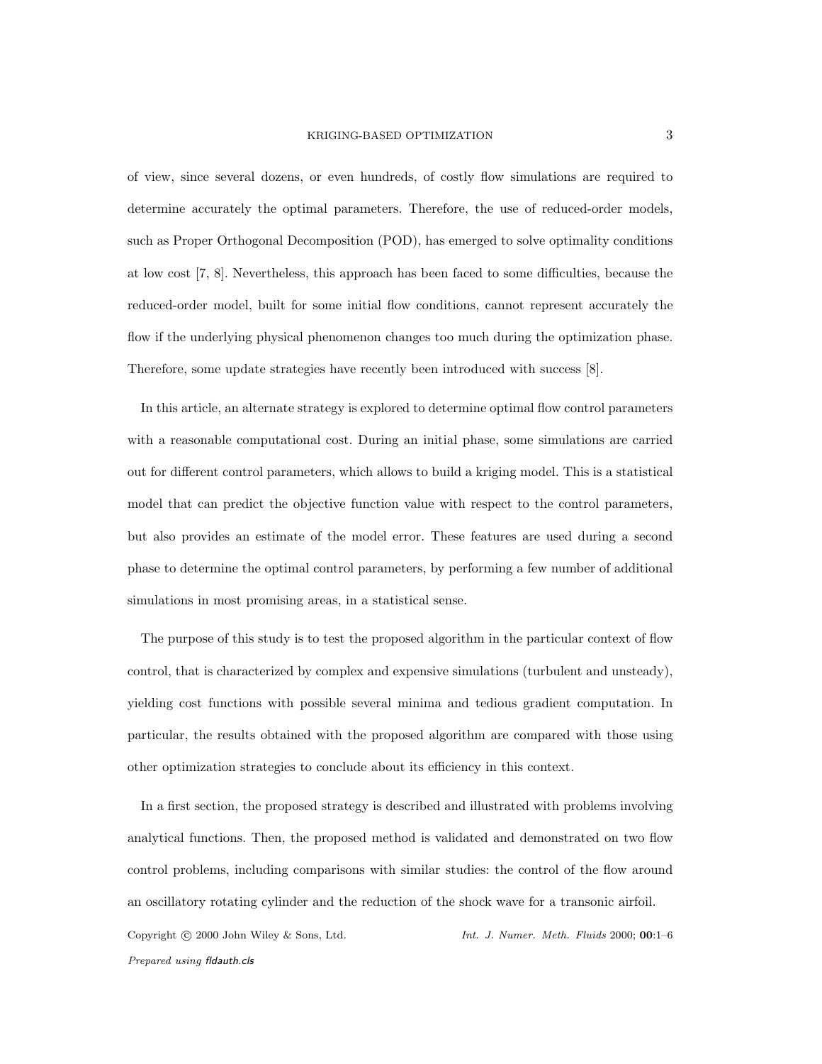of view, since several dozens, or even hundreds, of costly flow simulations are required to determine accurately the optimal parameters. Therefore, the use of reduced-order models, such as Proper Orthogonal Decomposition (POD), has emerged to solve optimality conditions at low cost [7, 8]. Nevertheless, this approach has been faced to some difficulties, because the reduced-order model, built for some initial flow conditions, cannot represent accurately the flow if the underlying physical phenomenon changes too much during the optimization phase. Therefore, some update strategies have recently been introduced with success [8].

In this article, an alternate strategy is explored to determine optimal flow control parameters with a reasonable computational cost. During an initial phase, some simulations are carried out for different control parameters, which allows to build a kriging model. This is a statistical model that can predict the objective function value with respect to the control parameters, but also provides an estimate of the model error. These features are used during a second phase to determine the optimal control parameters, by performing a few number of additional simulations in most promising areas, in a statistical sense.

The purpose of this study is to test the proposed algorithm in the particular context of flow control, that is characterized by complex and expensive simulations (turbulent and unsteady), yielding cost functions with possible several minima and tedious gradient computation. In particular, the results obtained with the proposed algorithm are compared with those using other optimization strategies to conclude about its efficiency in this context.

In a first section, the proposed strategy is described and illustrated with problems involving analytical functions. Then, the proposed method is validated and demonstrated on two flow control problems, including comparisons with similar studies: the control of the flow around an oscillatory rotating cylinder and the reduction of the shock wave for a transonic airfoil.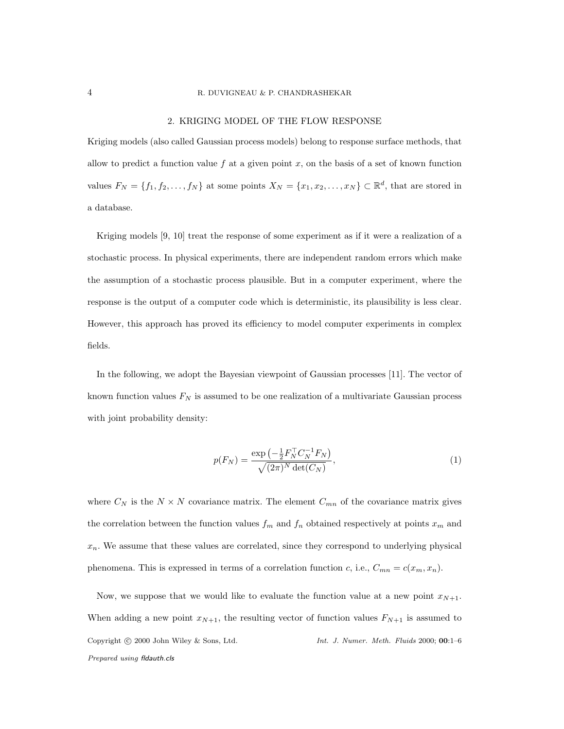## 2. KRIGING MODEL OF THE FLOW RESPONSE

Kriging models (also called Gaussian process models) belong to response surface methods, that allow to predict a function value $f$ at a given point $x$, on the basis of a set of known function values $F_N = \{f_1, f_2, \ldots, f_N\}$ at some points $X_N = \{x_1, x_2, \ldots, x_N\} \subset \mathbb{R}^d$, that are stored in a database.

Kriging models [9, 10] treat the response of some experiment as if it were a realization of a stochastic process. In physical experiments, there are independent random errors which make the assumption of a stochastic process plausible. But in a computer experiment, where the response is the output of a computer code which is deterministic, its plausibility is less clear. However, this approach has proved its efficiency to model computer experiments in complex fields.

In the following, we adopt the Bayesian viewpoint of Gaussian processes [11]. The vector of known function values $F_N$ is assumed to be one realization of a multivariate Gaussian process with joint probability density:

$$p(F_N) = \frac{\exp\left(-\frac{1}{2} F_N^\top C_N^{-1} F_N\right)}{\sqrt{(2\pi)^N \det(C_N)}}, \tag{1}$$

where $C_N$ is the $N \times N$ covariance matrix. The element $C_{mn}$ of the covariance matrix gives the correlation between the function values $f_m$ and $f_n$ obtained respectively at points $x_m$ and $x_n$. We assume that these values are correlated, since they correspond to underlying physical phenomena. This is expressed in terms of a correlation function $c$, i.e., $C_{mn} = c(x_m, x_n)$.

Now, we suppose that we would like to evaluate the function value at a new point $x_{N+1}$. When adding a new point $x_{N+1}$, the resulting vector of function values $F_{N+1}$ is assumed to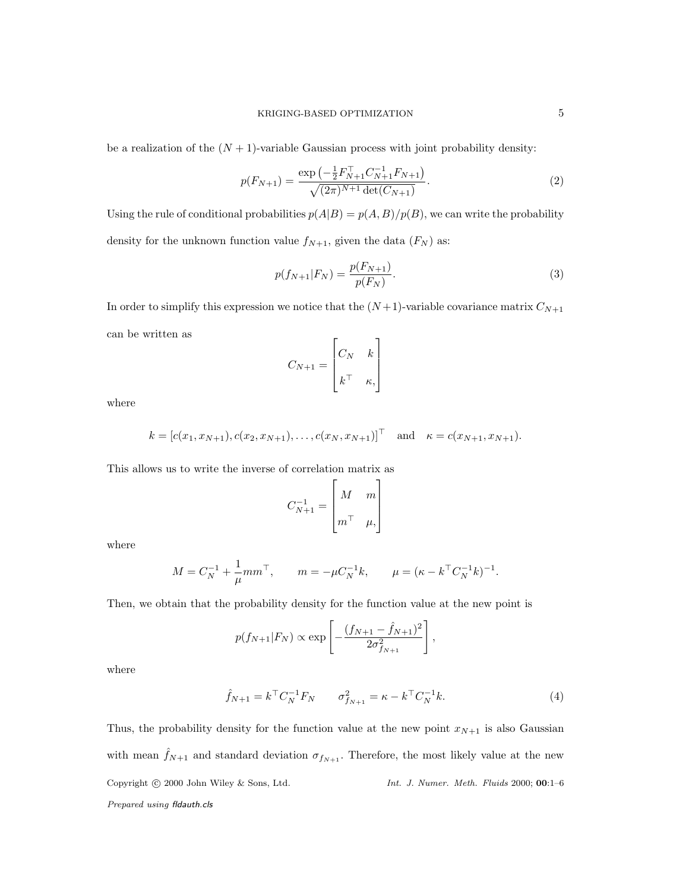be a realization of the $(N+1)$-variable Gaussian process with joint probability density:

$$p(F_{N+1}) = \frac{\exp\left(-\frac{1}{2}F_{N+1}^{\top} C_{N+1}^{-1} F_{N+1}\right)}{\sqrt{(2\pi)^{N+1}\det(C_{N+1})}}. \tag{2}$$

Using the rule of conditional probabilities $p(A|B) = p(A,B)/p(B)$, we can write the probability density for the unknown function value $f_{N+1}$, given the data $(F_N)$ as:

$$p(f_{N+1}|F_N) = \frac{p(F_{N+1})}{p(F_N)}. \tag{3}$$

In order to simplify this expression we notice that the $(N+1)$-variable covariance matrix $C_{N+1}$ can be written as

$$C_{N+1} = \begin{bmatrix} C_N & k \\ k^{\top} & \kappa, \end{bmatrix}$$

where

$$k = [c(x_1, x_{N+1}), c(x_2, x_{N+1}), \ldots, c(x_N, x_{N+1})]^{\top} \quad \text{and} \quad \kappa = c(x_{N+1}, x_{N+1}).$$

This allows us to write the inverse of correlation matrix as

$$C_{N+1}^{-1} = \begin{bmatrix} M & m \\ m^{\top} & \mu, \end{bmatrix}$$

where

$$M = C_N^{-1} + \frac{1}{\mu} m m^{\top}, \qquad m = -\mu C_N^{-1} k, \qquad \mu = (\kappa - k^{\top} C_N^{-1} k)^{-1}.$$

Then, we obtain that the probability density for the function value at the new point is

$$p(f_{N+1}|F_N) \propto \exp\left[-\frac{(f_{N+1} - \hat{f}_{N+1})^2}{2\sigma_{f_{N+1}}^2}\right],$$

where

$$\hat{f}_{N+1} = k^{\top} C_N^{-1} F_N \qquad \sigma_{f_{N+1}}^2 = \kappa - k^{\top} C_N^{-1} k. \tag{4}$$

Thus, the probability density for the function value at the new point $x_{N+1}$ is also Gaussian with mean $\hat{f}_{N+1}$ and standard deviation $\sigma_{f_{N+1}}$. Therefore, the most likely value at the new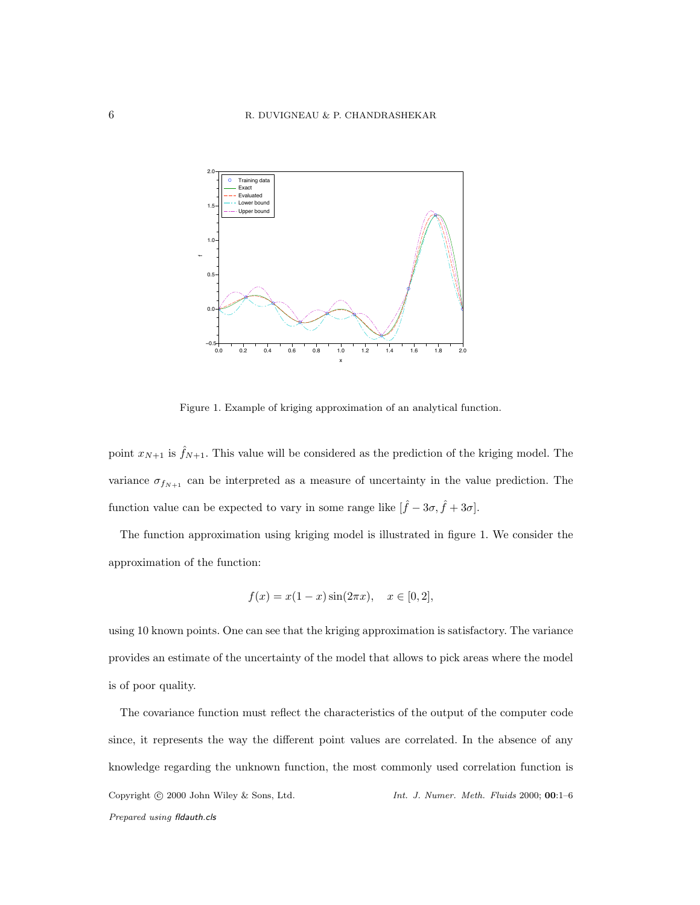Figure 1. Example of kriging approximation of an analytical function.

point $x_{N+1}$ is $\hat{f}_{N+1}$. This value will be considered as the prediction of the kriging model. The variance $\sigma_{f_{N+1}}$ can be interpreted as a measure of uncertainty in the value prediction. The function value can be expected to vary in some range like $[\hat{f} - 3\sigma, \hat{f} + 3\sigma]$.

The function approximation using kriging model is illustrated in figure 1. We consider the approximation of the function:

$$f(x) = x(1-x)\sin(2\pi x), \quad x \in [0, 2],$$

using 10 known points. One can see that the kriging approximation is satisfactory. The variance provides an estimate of the uncertainty of the model that allows to pick areas where the model is of poor quality.

The covariance function must reflect the characteristics of the output of the computer code since, it represents the way the different point values are correlated. In the absence of any knowledge regarding the unknown function, the most commonly used correlation function is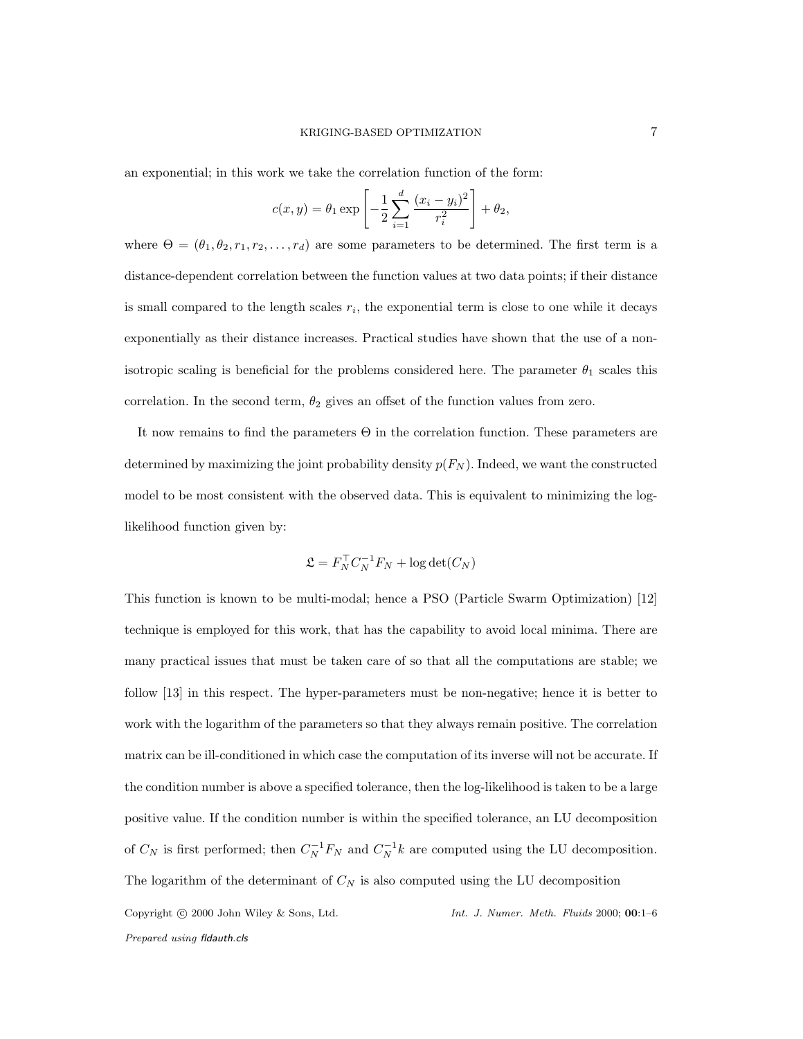an exponential; in this work we take the correlation function of the form:

$$c(x, y) = \theta_1 \exp\left[ -\frac{1}{2} \sum_{i=1}^{d} \frac{(x_i - y_i)^2}{r_i^2} \right] + \theta_2,$$

where $\Theta = (\theta_1, \theta_2, r_1, r_2, \ldots, r_d)$ are some parameters to be determined. The first term is a distance-dependent correlation between the function values at two data points; if their distance is small compared to the length scales $r_i$, the exponential term is close to one while it decays exponentially as their distance increases. Practical studies have shown that the use of a non-isotropic scaling is beneficial for the problems considered here. The parameter $\theta_1$ scales this correlation. In the second term, $\theta_2$ gives an offset of the function values from zero.

It now remains to find the parameters $\Theta$ in the correlation function. These parameters are determined by maximizing the joint probability density $p(F_N)$. Indeed, we want the constructed model to be most consistent with the observed data. This is equivalent to minimizing the log-likelihood function given by:

$$\mathfrak{L} = F_N^\top C_N^{-1} F_N + \log\det(C_N)$$

This function is known to be multi-modal; hence a PSO (Particle Swarm Optimization) [12] technique is employed for this work, that has the capability to avoid local minima. There are many practical issues that must be taken care of so that all the computations are stable; we follow [13] in this respect. The hyper-parameters must be non-negative; hence it is better to work with the logarithm of the parameters so that they always remain positive. The correlation matrix can be ill-conditioned in which case the computation of its inverse will not be accurate. If the condition number is above a specified tolerance, then the log-likelihood is taken to be a large positive value. If the condition number is within the specified tolerance, an LU decomposition of $C_N$ is first performed; then $C_N^{-1} F_N$ and $C_N^{-1} k$ are computed using the LU decomposition. The logarithm of the determinant of $C_N$ is also computed using the LU decomposition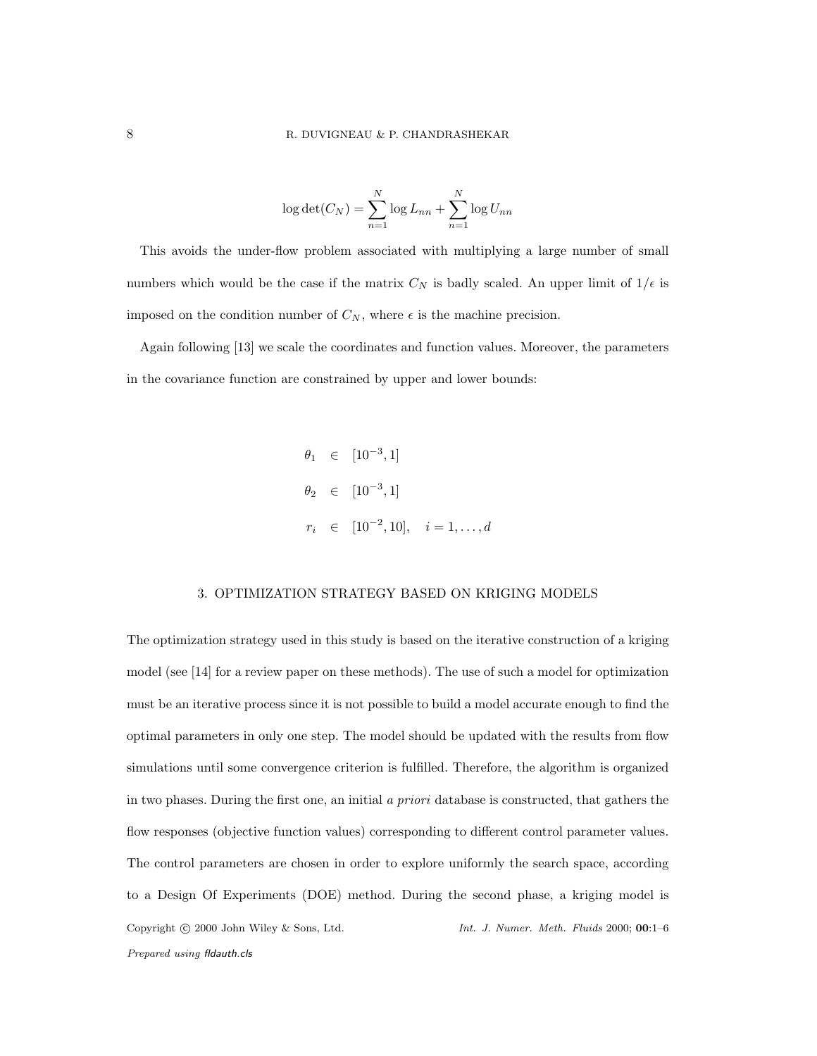$$\log \det(C_N) = \sum_{n=1}^{N} \log L_{nn} + \sum_{n=1}^{N} \log U_{nn}$$

This avoids the under-flow problem associated with multiplying a large number of small numbers which would be the case if the matrix $C_N$ is badly scaled. An upper limit of $1/\epsilon$ is imposed on the condition number of $C_N$, where $\epsilon$ is the machine precision.

Again following [13] we scale the coordinates and function values. Moreover, the parameters in the covariance function are constrained by upper and lower bounds:

$$\begin{aligned}
\theta_1 &\in [10^{-3}, 1] \\
\theta_2 &\in [10^{-3}, 1] \\
r_i &\in [10^{-2}, 10], \quad i = 1, \ldots, d
\end{aligned}$$

## 3. OPTIMIZATION STRATEGY BASED ON KRIGING MODELS

The optimization strategy used in this study is based on the iterative construction of a kriging model (see [14] for a review paper on these methods). The use of such a model for optimization must be an iterative process since it is not possible to build a model accurate enough to find the optimal parameters in only one step. The model should be updated with the results from flow simulations until some convergence criterion is fulfilled. Therefore, the algorithm is organized in two phases. During the first one, an initial *a priori* database is constructed, that gathers the flow responses (objective function values) corresponding to different control parameter values. The control parameters are chosen in order to explore uniformly the search space, according to a Design Of Experiments (DOE) method. During the second phase, a kriging model is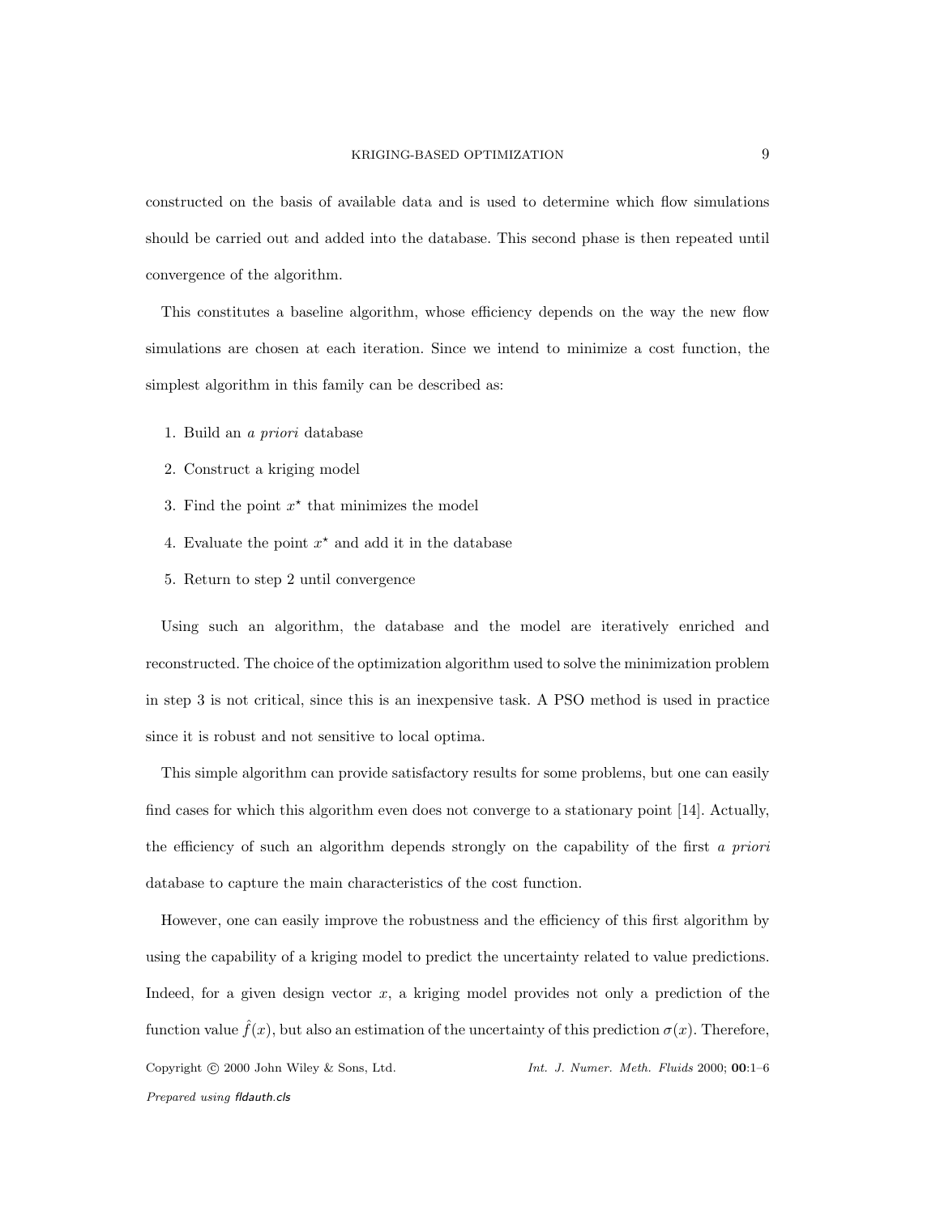constructed on the basis of available data and is used to determine which flow simulations should be carried out and added into the database. This second phase is then repeated until convergence of the algorithm.

This constitutes a baseline algorithm, whose efficiency depends on the way the new flow simulations are chosen at each iteration. Since we intend to minimize a cost function, the simplest algorithm in this family can be described as:

1. Build an *a priori* database
2. Construct a kriging model
3. Find the point $x^\star$ that minimizes the model
4. Evaluate the point $x^\star$ and add it in the database
5. Return to step 2 until convergence

Using such an algorithm, the database and the model are iteratively enriched and reconstructed. The choice of the optimization algorithm used to solve the minimization problem in step 3 is not critical, since this is an inexpensive task. A PSO method is used in practice since it is robust and not sensitive to local optima.

This simple algorithm can provide satisfactory results for some problems, but one can easily find cases for which this algorithm even does not converge to a stationary point [14]. Actually, the efficiency of such an algorithm depends strongly on the capability of the first *a priori* database to capture the main characteristics of the cost function.

However, one can easily improve the robustness and the efficiency of this first algorithm by using the capability of a kriging model to predict the uncertainty related to value predictions. Indeed, for a given design vector $x$, a kriging model provides not only a prediction of the function value $\hat{f}(x)$, but also an estimation of the uncertainty of this prediction $\sigma(x)$. Therefore,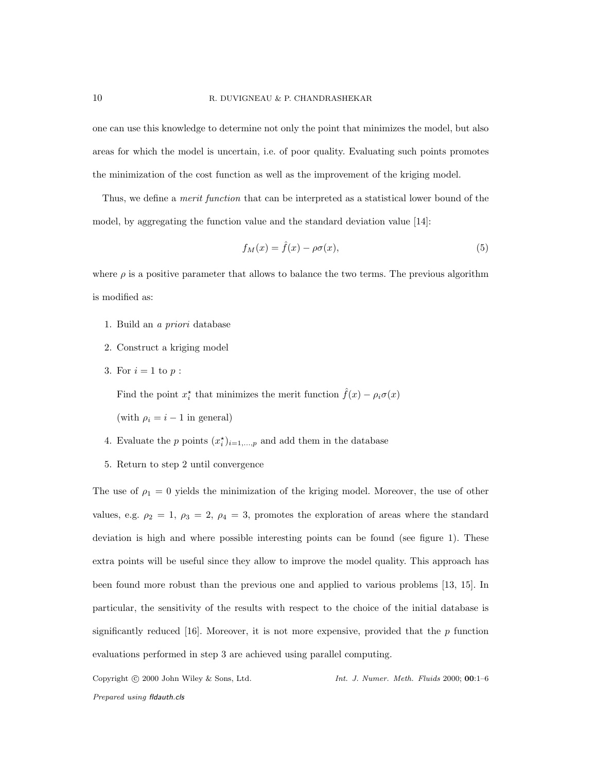one can use this knowledge to determine not only the point that minimizes the model, but also areas for which the model is uncertain, i.e. of poor quality. Evaluating such points promotes the minimization of the cost function as well as the improvement of the kriging model.

Thus, we define a *merit function* that can be interpreted as a statistical lower bound of the model, by aggregating the function value and the standard deviation value [14]:

$$f_M(x) = \hat{f}(x) - \rho\sigma(x), \tag{5}$$

where $\rho$ is a positive parameter that allows to balance the two terms. The previous algorithm is modified as:

1. Build an *a priori* database
2. Construct a kriging model
3. For $i = 1$ to $p$ :

   Find the point $x_i^\star$ that minimizes the merit function $\hat{f}(x) - \rho_i\sigma(x)$

   (with $\rho_i = i - 1$ in general)
4. Evaluate the $p$ points $(x_i^\star)_{i=1,\dots,p}$ and add them in the database
5. Return to step 2 until convergence

The use of $\rho_1 = 0$ yields the minimization of the kriging model. Moreover, the use of other values, e.g. $\rho_2 = 1$, $\rho_3 = 2$, $\rho_4 = 3$, promotes the exploration of areas where the standard deviation is high and where possible interesting points can be found (see figure 1). These extra points will be useful since they allow to improve the model quality. This approach has been found more robust than the previous one and applied to various problems [13, 15]. In particular, the sensitivity of the results with respect to the choice of the initial database is significantly reduced [16]. Moreover, it is not more expensive, provided that the $p$ function evaluations performed in step 3 are achieved using parallel computing.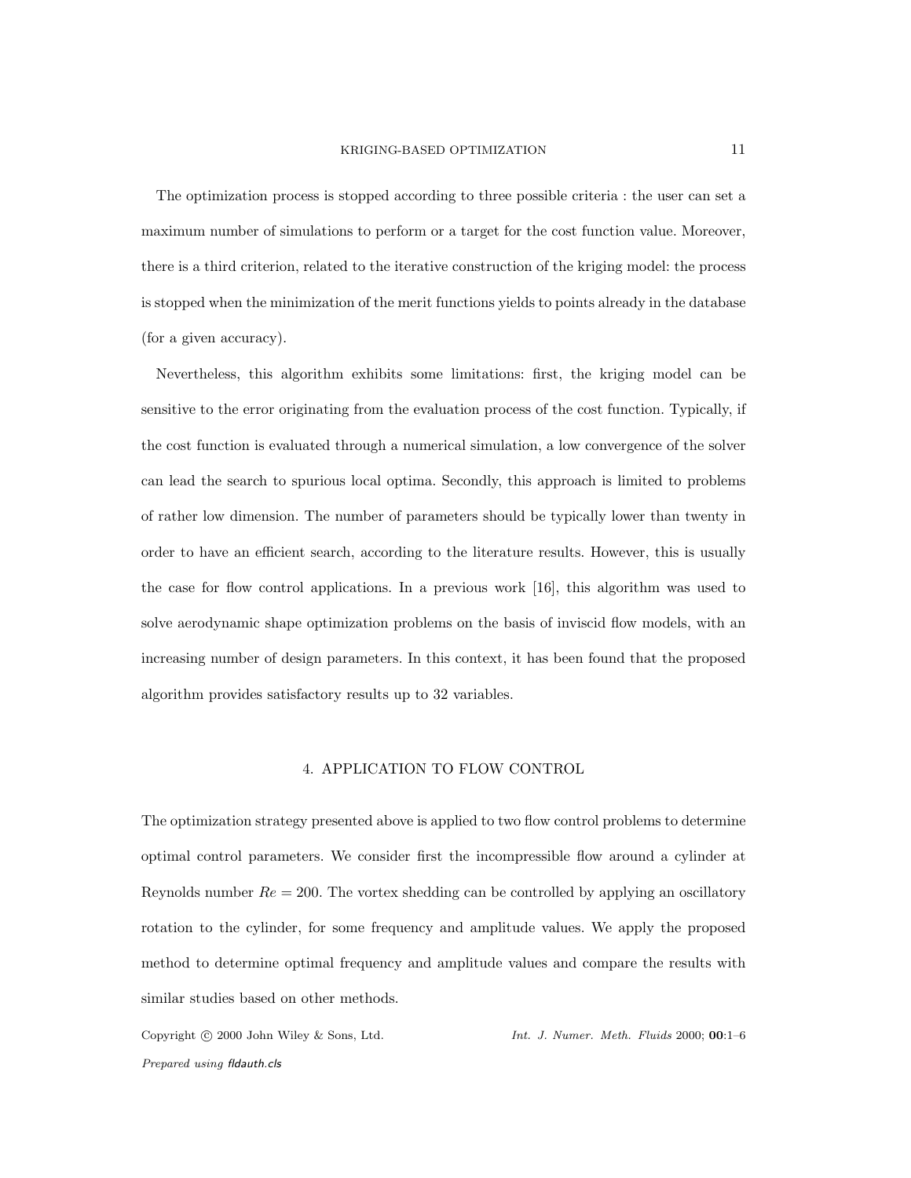The optimization process is stopped according to three possible criteria : the user can set a maximum number of simulations to perform or a target for the cost function value. Moreover, there is a third criterion, related to the iterative construction of the kriging model: the process is stopped when the minimization of the merit functions yields to points already in the database (for a given accuracy).

Nevertheless, this algorithm exhibits some limitations: first, the kriging model can be sensitive to the error originating from the evaluation process of the cost function. Typically, if the cost function is evaluated through a numerical simulation, a low convergence of the solver can lead the search to spurious local optima. Secondly, this approach is limited to problems of rather low dimension. The number of parameters should be typically lower than twenty in order to have an efficient search, according to the literature results. However, this is usually the case for flow control applications. In a previous work [16], this algorithm was used to solve aerodynamic shape optimization problems on the basis of inviscid flow models, with an increasing number of design parameters. In this context, it has been found that the proposed algorithm provides satisfactory results up to 32 variables.

## 4. APPLICATION TO FLOW CONTROL

The optimization strategy presented above is applied to two flow control problems to determine optimal control parameters. We consider first the incompressible flow around a cylinder at Reynolds number $Re = 200$. The vortex shedding can be controlled by applying an oscillatory rotation to the cylinder, for some frequency and amplitude values. We apply the proposed method to determine optimal frequency and amplitude values and compare the results with similar studies based on other methods.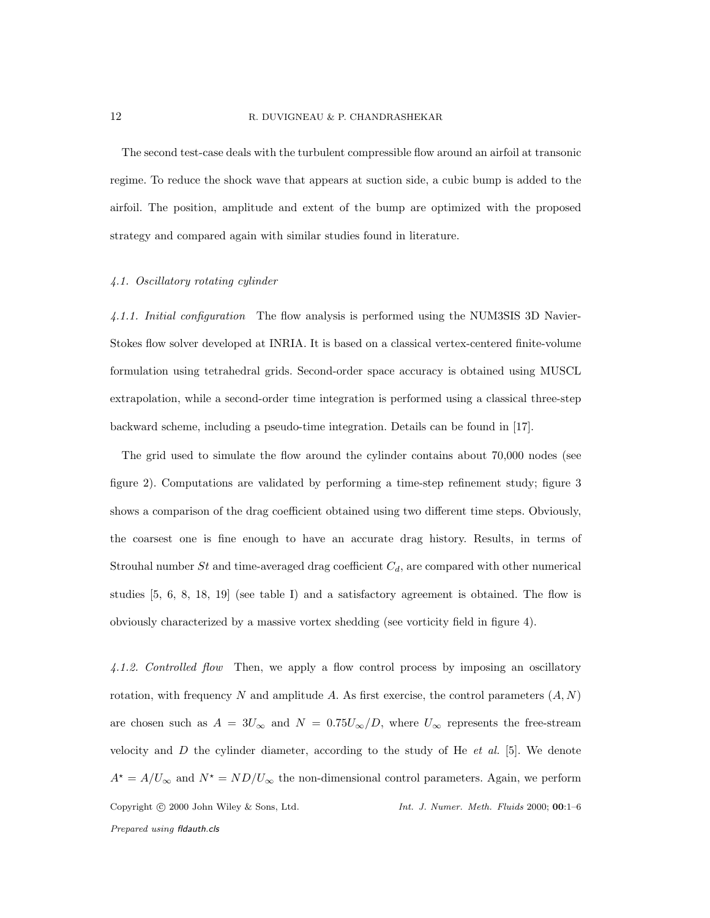The second test-case deals with the turbulent compressible flow around an airfoil at transonic regime. To reduce the shock wave that appears at suction side, a cubic bump is added to the airfoil. The position, amplitude and extent of the bump are optimized with the proposed strategy and compared again with similar studies found in literature.

### 4.1. Oscillatory rotating cylinder

*4.1.1. Initial configuration* The flow analysis is performed using the NUM3SIS 3D Navier-Stokes flow solver developed at INRIA. It is based on a classical vertex-centered finite-volume formulation using tetrahedral grids. Second-order space accuracy is obtained using MUSCL extrapolation, while a second-order time integration is performed using a classical three-step backward scheme, including a pseudo-time integration. Details can be found in [17].

The grid used to simulate the flow around the cylinder contains about 70,000 nodes (see figure 2). Computations are validated by performing a time-step refinement study; figure 3 shows a comparison of the drag coefficient obtained using two different time steps. Obviously, the coarsest one is fine enough to have an accurate drag history. Results, in terms of Strouhal number $St$ and time-averaged drag coefficient $C_d$, are compared with other numerical studies [5, 6, 8, 18, 19] (see table I) and a satisfactory agreement is obtained. The flow is obviously characterized by a massive vortex shedding (see vorticity field in figure 4).

*4.1.2. Controlled flow* Then, we apply a flow control process by imposing an oscillatory rotation, with frequency $N$ and amplitude $A$. As first exercise, the control parameters $(A, N)$ are chosen such as $A = 3U_\infty$ and $N = 0.75U_\infty/D$, where $U_\infty$ represents the free-stream velocity and $D$ the cylinder diameter, according to the study of He *et al.* [5]. We denote $A^\star = A/U_\infty$ and $N^\star = ND/U_\infty$ the non-dimensional control parameters. Again, we perform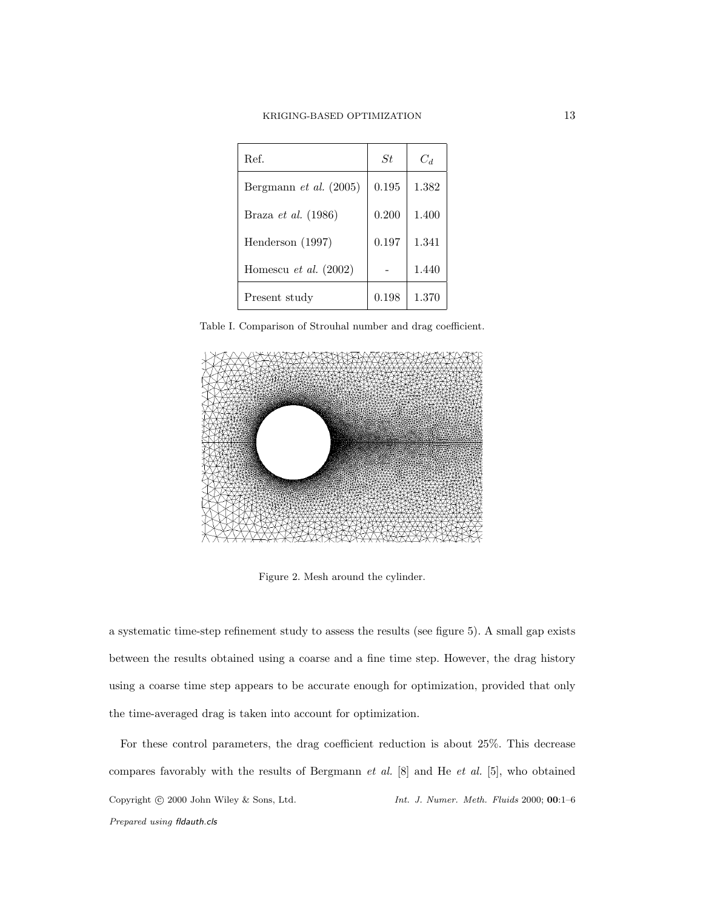| Ref. | $St$ | $C_d$ |
|---|---|---|
| Bergmann *et al.* (2005) | 0.195 | 1.382 |
| Braza *et al.* (1986) | 0.200 | 1.400 |
| Henderson (1997) | 0.197 | 1.341 |
| Homescu *et al.* (2002) | - | 1.440 |
| Present study | 0.198 | 1.370 |

Table I. Comparison of Strouhal number and drag coefficient.

Figure 2. Mesh around the cylinder.

a systematic time-step refinement study to assess the results (see figure 5). A small gap exists between the results obtained using a coarse and a fine time step. However, the drag history using a coarse time step appears to be accurate enough for optimization, provided that only the time-averaged drag is taken into account for optimization.

For these control parameters, the drag coefficient reduction is about 25%. This decrease compares favorably with the results of Bergmann *et al.* [8] and He *et al.* [5], who obtained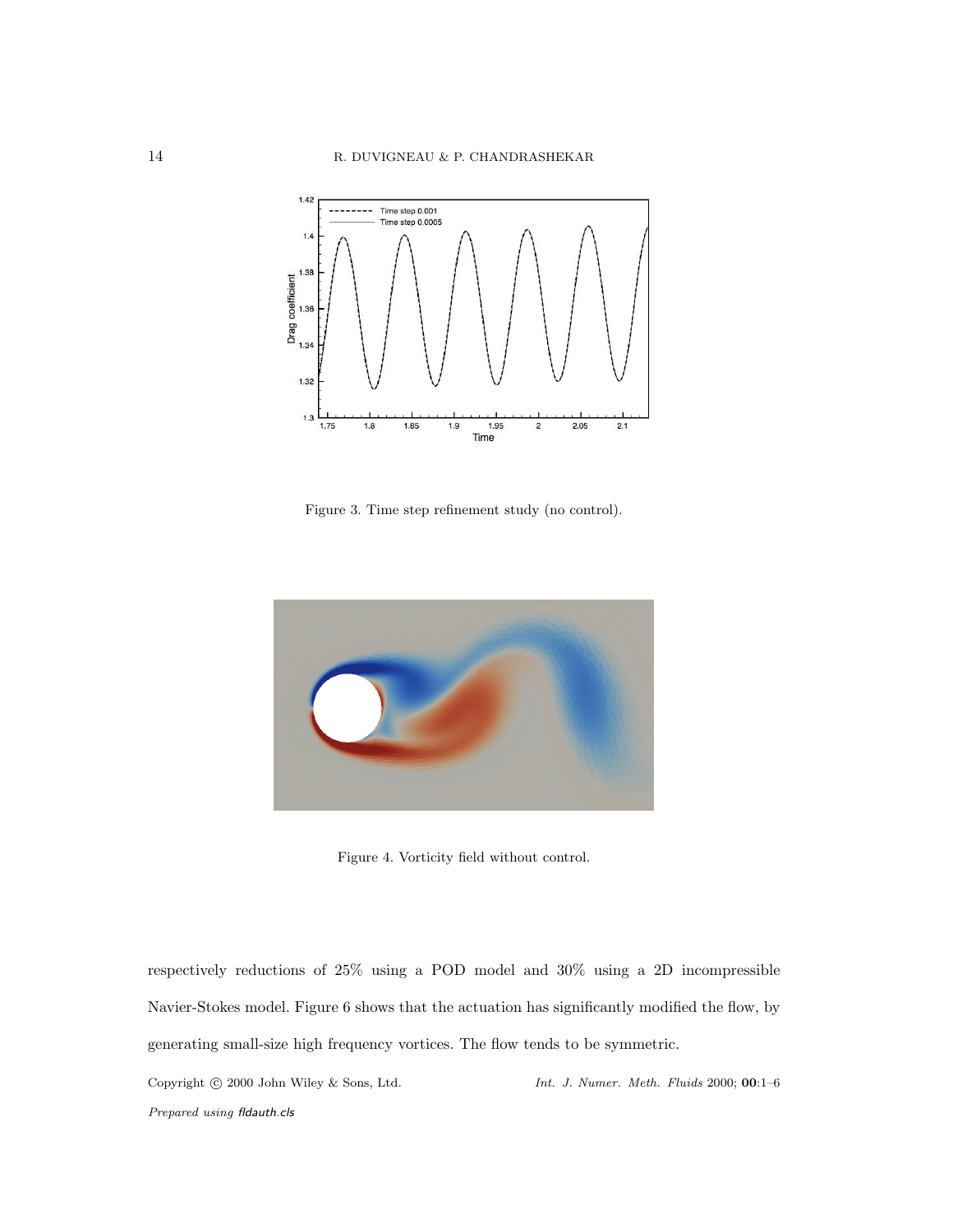Figure 3. Time step refinement study (no control).

Figure 4. Vorticity field without control.

respectively reductions of 25% using a POD model and 30% using a 2D incompressible Navier-Stokes model. Figure 6 shows that the actuation has significantly modified the flow, by generating small-size high frequency vortices. The flow tends to be symmetric.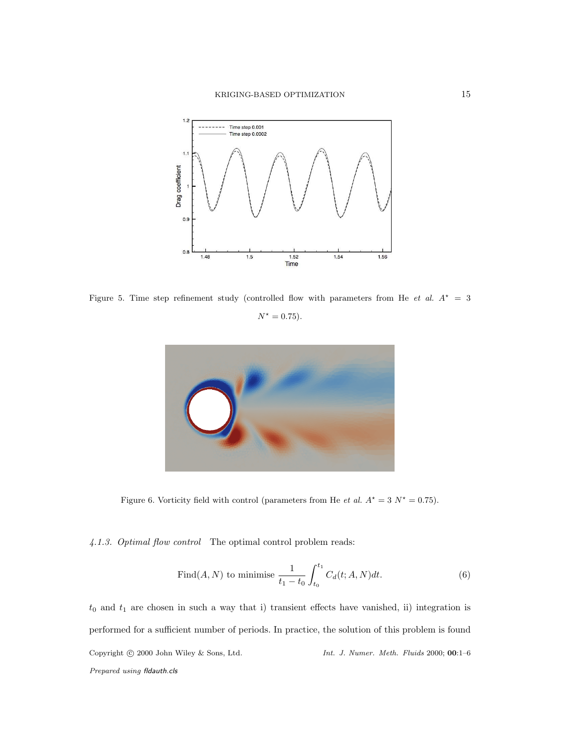Figure 5. Time step refinement study (controlled flow with parameters from He *et al.* $A^{\star} = 3$ $N^{\star} = 0.75$).

Figure 6. Vorticity field with control (parameters from He *et al.* $A^{\star} = 3$ $N^{\star} = 0.75$).

*4.1.3. Optimal flow control* The optimal control problem reads:

$$\text{Find}(A, N) \text{ to minimise } \frac{1}{t_1 - t_0} \int_{t_0}^{t_1} C_d(t; A, N) dt. \tag{6}$$

$t_0$ and $t_1$ are chosen in such a way that i) transient effects have vanished, ii) integration is performed for a sufficient number of periods. In practice, the solution of this problem is found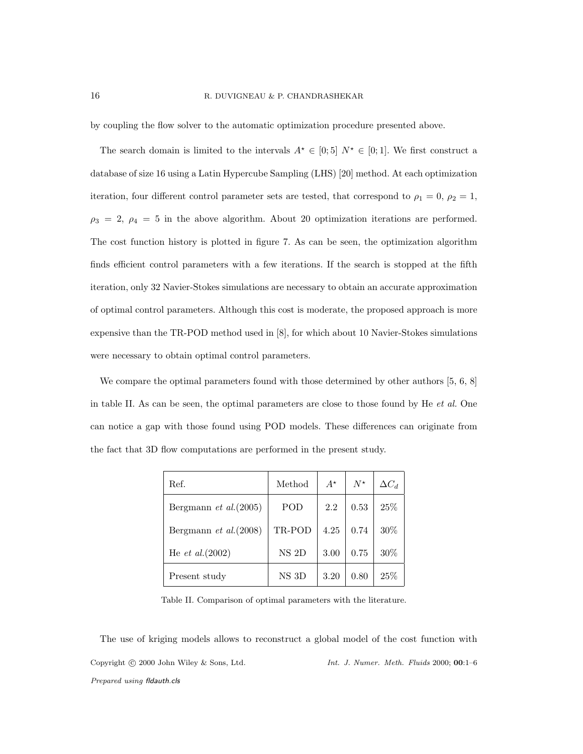by coupling the flow solver to the automatic optimization procedure presented above.

The search domain is limited to the intervals $A^\star \in [0; 5]$ $N^\star \in [0; 1]$. We first construct a database of size 16 using a Latin Hypercube Sampling (LHS) [20] method. At each optimization iteration, four different control parameter sets are tested, that correspond to $\rho_1 = 0$, $\rho_2 = 1$, $\rho_3 = 2$, $\rho_4 = 5$ in the above algorithm. About 20 optimization iterations are performed. The cost function history is plotted in figure 7. As can be seen, the optimization algorithm finds efficient control parameters with a few iterations. If the search is stopped at the fifth iteration, only 32 Navier-Stokes simulations are necessary to obtain an accurate approximation of optimal control parameters. Although this cost is moderate, the proposed approach is more expensive than the TR-POD method used in [8], for which about 10 Navier-Stokes simulations were necessary to obtain optimal control parameters.

We compare the optimal parameters found with those determined by other authors [5, 6, 8] in table II. As can be seen, the optimal parameters are close to those found by He *et al.* One can notice a gap with those found using POD models. These differences can originate from the fact that 3D flow computations are performed in the present study.

| Ref. | Method | $A^\star$ | $N^\star$ | $\Delta C_d$ |
|---|---|---|---|---|
| Bergmann *et al.*(2005) | POD | 2.2 | 0.53 | 25% |
| Bergmann *et al.*(2008) | TR-POD | 4.25 | 0.74 | 30% |
| He *et al.*(2002) | NS 2D | 3.00 | 0.75 | 30% |
| Present study | NS 3D | 3.20 | 0.80 | 25% |

Table II. Comparison of optimal parameters with the literature.

The use of kriging models allows to reconstruct a global model of the cost function with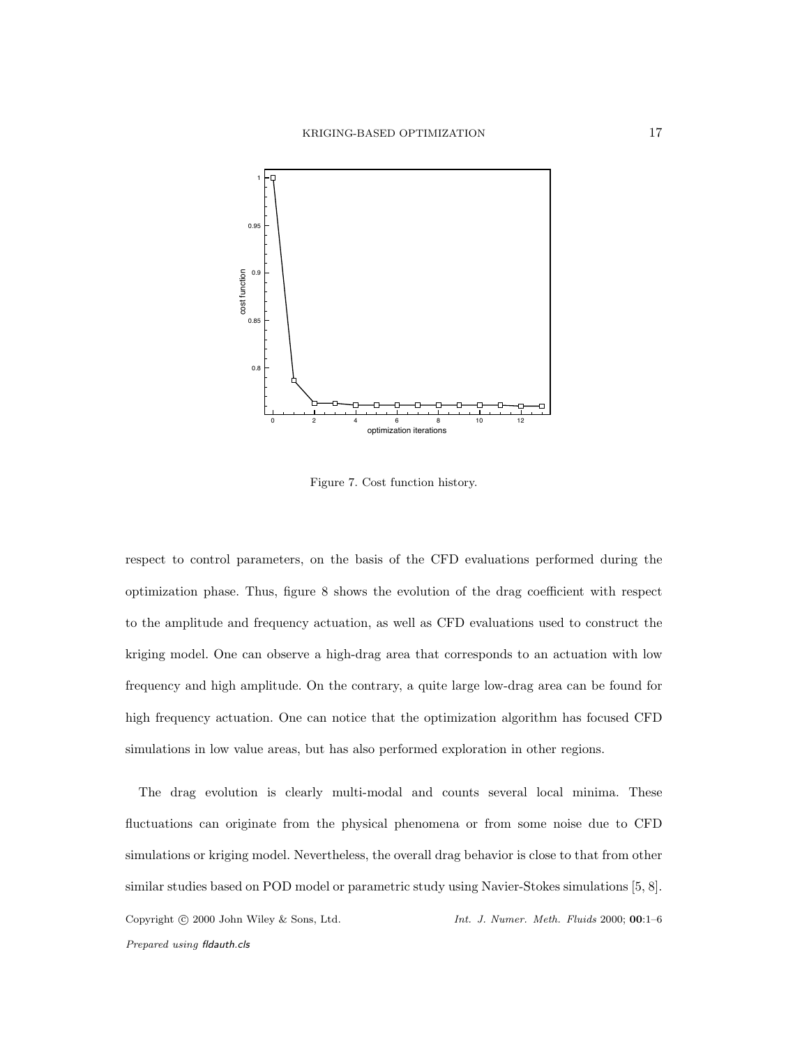Figure 7. Cost function history.

respect to control parameters, on the basis of the CFD evaluations performed during the optimization phase. Thus, figure 8 shows the evolution of the drag coefficient with respect to the amplitude and frequency actuation, as well as CFD evaluations used to construct the kriging model. One can observe a high-drag area that corresponds to an actuation with low frequency and high amplitude. On the contrary, a quite large low-drag area can be found for high frequency actuation. One can notice that the optimization algorithm has focused CFD simulations in low value areas, but has also performed exploration in other regions.

The drag evolution is clearly multi-modal and counts several local minima. These fluctuations can originate from the physical phenomena or from some noise due to CFD simulations or kriging model. Nevertheless, the overall drag behavior is close to that from other similar studies based on POD model or parametric study using Navier-Stokes simulations [5, 8].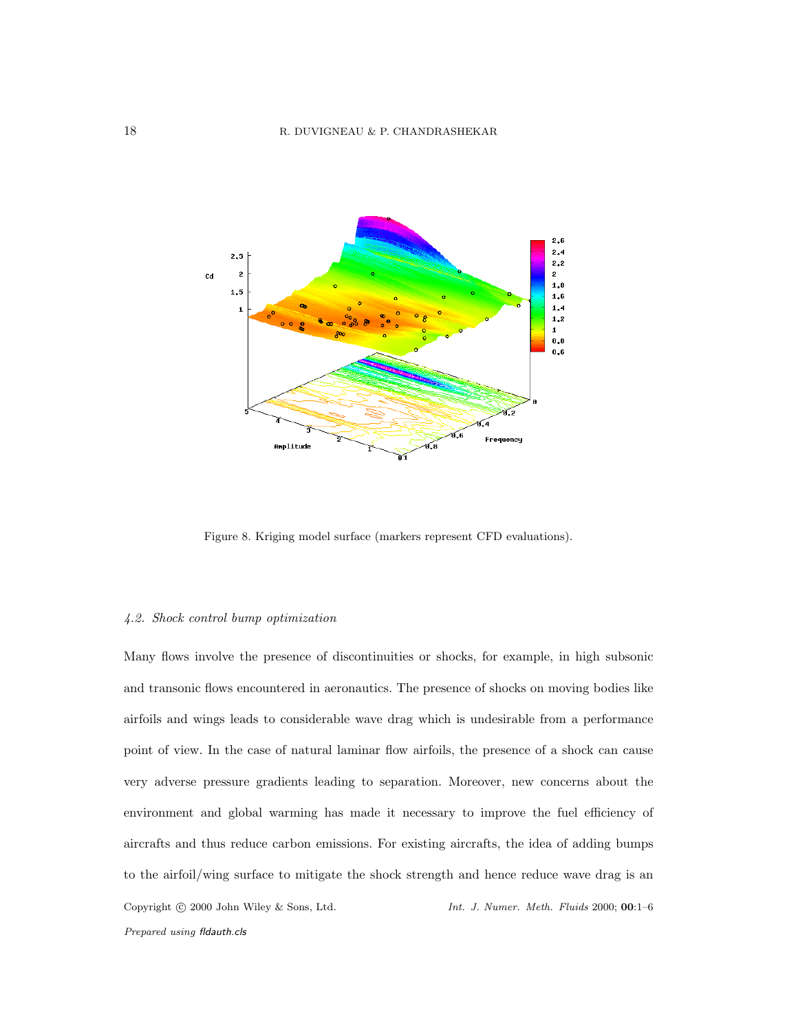Figure 8. Kriging model surface (markers represent CFD evaluations).

### *4.2. Shock control bump optimization*

Many flows involve the presence of discontinuities or shocks, for example, in high subsonic and transonic flows encountered in aeronautics. The presence of shocks on moving bodies like airfoils and wings leads to considerable wave drag which is undesirable from a performance point of view. In the case of natural laminar flow airfoils, the presence of a shock can cause very adverse pressure gradients leading to separation. Moreover, new concerns about the environment and global warming has made it necessary to improve the fuel efficiency of aircrafts and thus reduce carbon emissions. For existing aircrafts, the idea of adding bumps to the airfoil/wing surface to mitigate the shock strength and hence reduce wave drag is an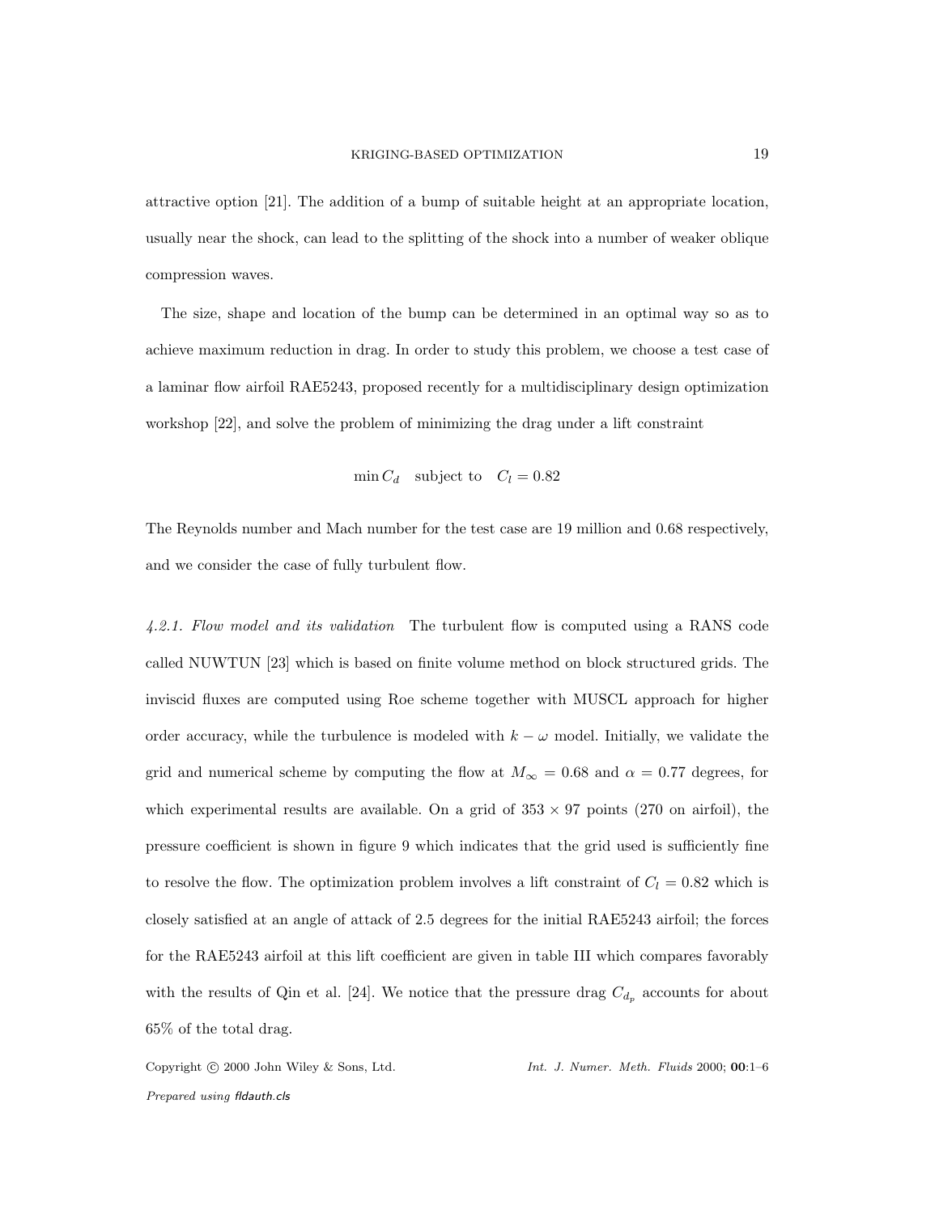attractive option [21]. The addition of a bump of suitable height at an appropriate location, usually near the shock, can lead to the splitting of the shock into a number of weaker oblique compression waves.

The size, shape and location of the bump can be determined in an optimal way so as to achieve maximum reduction in drag. In order to study this problem, we choose a test case of a laminar flow airfoil RAE5243, proposed recently for a multidisciplinary design optimization workshop [22], and solve the problem of minimizing the drag under a lift constraint

$$\min C_d \quad \text{subject to} \quad C_l = 0.82$$

The Reynolds number and Mach number for the test case are 19 million and 0.68 respectively, and we consider the case of fully turbulent flow.

*4.2.1. Flow model and its validation* The turbulent flow is computed using a RANS code called NUWTUN [23] which is based on finite volume method on block structured grids. The inviscid fluxes are computed using Roe scheme together with MUSCL approach for higher order accuracy, while the turbulence is modeled with $k-\omega$ model. Initially, we validate the grid and numerical scheme by computing the flow at $M_\infty = 0.68$ and $\alpha = 0.77$ degrees, for which experimental results are available. On a grid of $353 \times 97$ points (270 on airfoil), the pressure coefficient is shown in figure 9 which indicates that the grid used is sufficiently fine to resolve the flow. The optimization problem involves a lift constraint of $C_l = 0.82$ which is closely satisfied at an angle of attack of 2.5 degrees for the initial RAE5243 airfoil; the forces for the RAE5243 airfoil at this lift coefficient are given in table III which compares favorably with the results of Qin et al. [24]. We notice that the pressure drag $C_{d_p}$ accounts for about 65% of the total drag.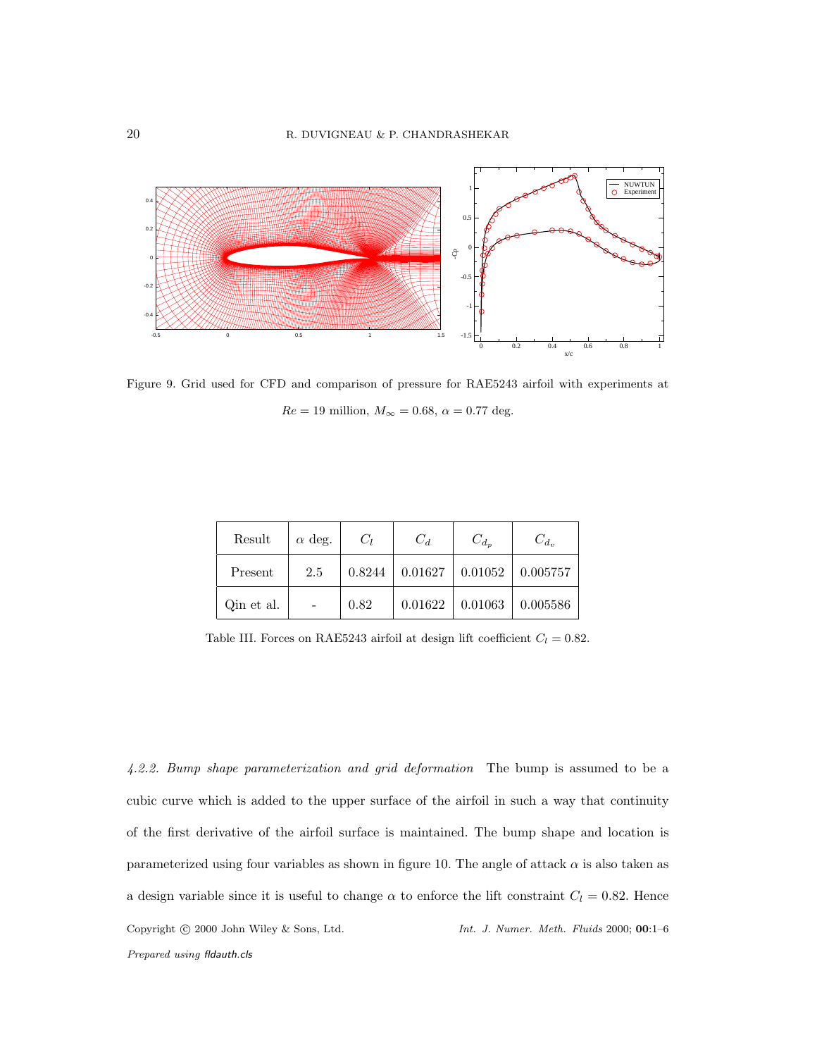Figure 9. Grid used for CFD and comparison of pressure for RAE5243 airfoil with experiments at $Re = 19$ million, $M_\infty = 0.68$, $\alpha = 0.77$ deg.

| Result | $\alpha$ deg. | $C_l$ | $C_d$ | $C_{d_p}$ | $C_{d_v}$ |
|---|---|---|---|---|---|
| Present | 2.5 | 0.8244 | 0.01627 | 0.01052 | 0.005757 |
| Qin et al. | - | 0.82 | 0.01622 | 0.01063 | 0.005586 |

Table III. Forces on RAE5243 airfoil at design lift coefficient $C_l = 0.82$.

*4.2.2. Bump shape parameterization and grid deformation* The bump is assumed to be a cubic curve which is added to the upper surface of the airfoil in such a way that continuity of the first derivative of the airfoil surface is maintained. The bump shape and location is parameterized using four variables as shown in figure 10. The angle of attack $\alpha$ is also taken as a design variable since it is useful to change $\alpha$ to enforce the lift constraint $C_l = 0.82$. Hence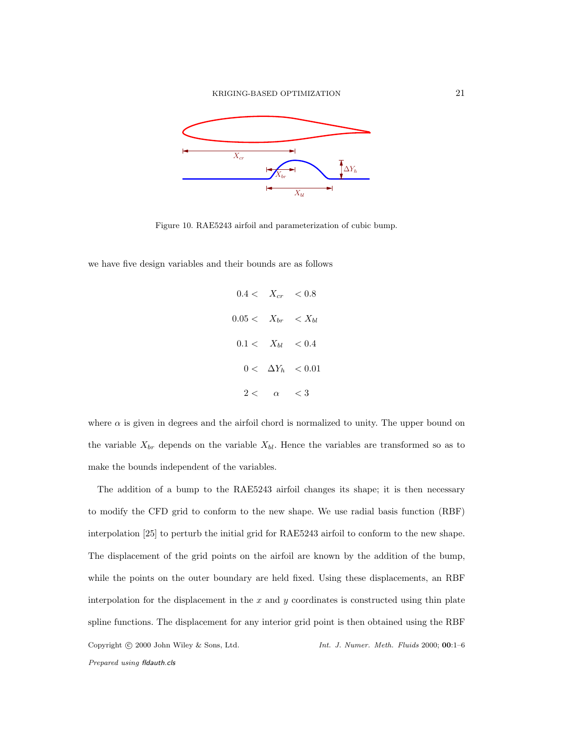Figure 10. RAE5243 airfoil and parameterization of cubic bump.

we have five design variables and their bounds are as follows

$$
\begin{aligned}
0.4 < & \quad X_{cr} & < 0.8 \\
0.05 < & \quad X_{br} & < X_{bl} \\
0.1 < & \quad X_{bl} & < 0.4 \\
0 < & \quad \Delta Y_h & < 0.01 \\
2 < & \quad \alpha & < 3
\end{aligned}
$$

where $\alpha$ is given in degrees and the airfoil chord is normalized to unity. The upper bound on the variable $X_{br}$ depends on the variable $X_{bl}$. Hence the variables are transformed so as to make the bounds independent of the variables.

The addition of a bump to the RAE5243 airfoil changes its shape; it is then necessary to modify the CFD grid to conform to the new shape. We use radial basis function (RBF) interpolation [25] to perturb the initial grid for RAE5243 airfoil to conform to the new shape. The displacement of the grid points on the airfoil are known by the addition of the bump, while the points on the outer boundary are held fixed. Using these displacements, an RBF interpolation for the displacement in the $x$ and $y$ coordinates is constructed using thin plate spline functions. The displacement for any interior grid point is then obtained using the RBF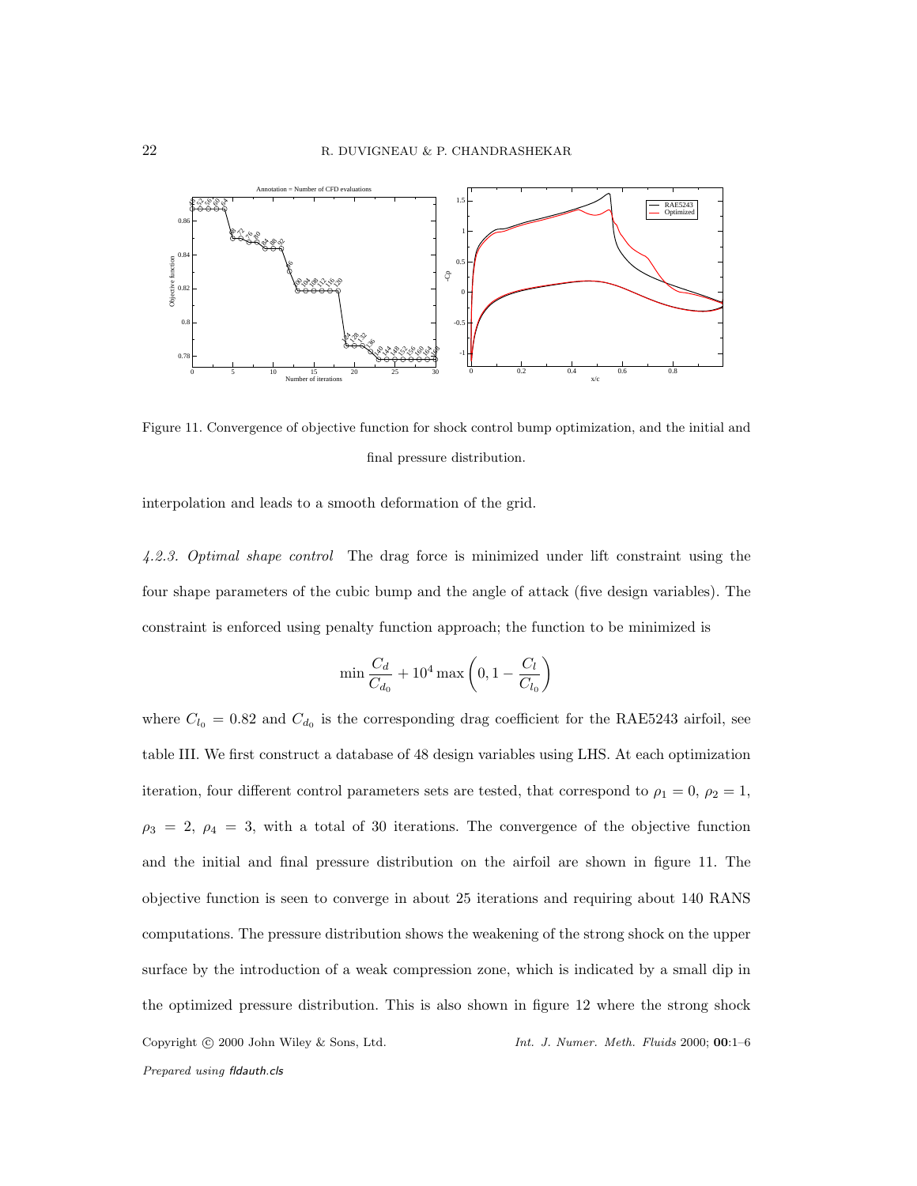Figure 11. Convergence of objective function for shock control bump optimization, and the initial and final pressure distribution.

interpolation and leads to a smooth deformation of the grid.

*4.2.3. Optimal shape control* The drag force is minimized under lift constraint using the four shape parameters of the cubic bump and the angle of attack (five design variables). The constraint is enforced using penalty function approach; the function to be minimized is

$$\min \frac{C_d}{C_{d_0}} + 10^4 \max\left(0, 1 - \frac{C_l}{C_{l_0}}\right)$$

where $C_{l_0} = 0.82$ and $C_{d_0}$ is the corresponding drag coefficient for the RAE5243 airfoil, see table III. We first construct a database of 48 design variables using LHS. At each optimization iteration, four different control parameters sets are tested, that correspond to $\rho_1 = 0$, $\rho_2 = 1$, $\rho_3 = 2$, $\rho_4 = 3$, with a total of 30 iterations. The convergence of the objective function and the initial and final pressure distribution on the airfoil are shown in figure 11. The objective function is seen to converge in about 25 iterations and requiring about 140 RANS computations. The pressure distribution shows the weakening of the strong shock on the upper surface by the introduction of a weak compression zone, which is indicated by a small dip in the optimized pressure distribution. This is also shown in figure 12 where the strong shock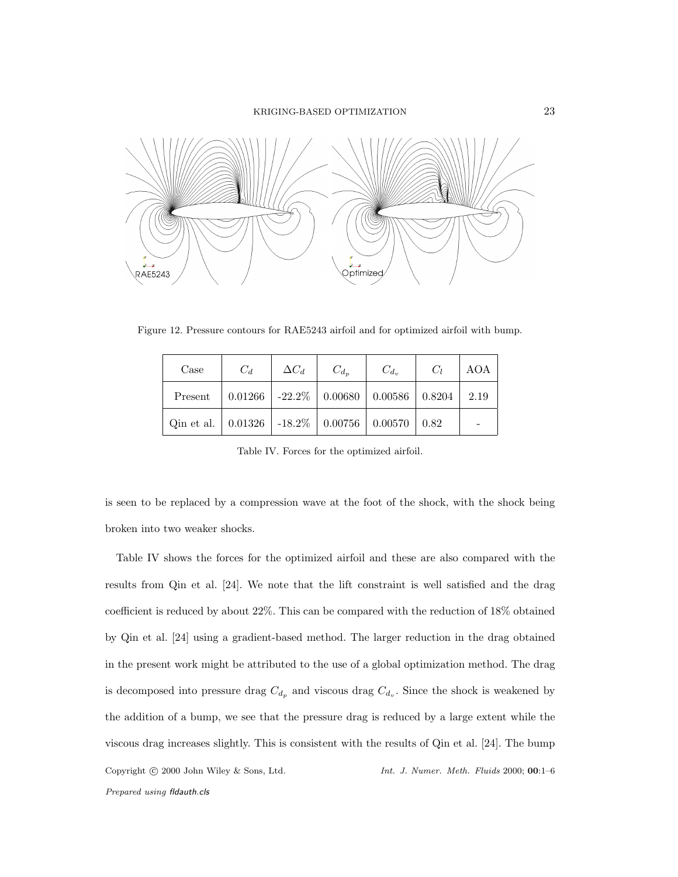Figure 12. Pressure contours for RAE5243 airfoil and for optimized airfoil with bump.

| Case | $C_d$ | $\Delta C_d$ | $C_{d_p}$ | $C_{d_v}$ | $C_l$ | AOA |
|---|---|---|---|---|---|---|
| Present | 0.01266 | -22.2% | 0.00680 | 0.00586 | 0.8204 | 2.19 |
| Qin et al. | 0.01326 | -18.2% | 0.00756 | 0.00570 | 0.82 | - |

Table IV. Forces for the optimized airfoil.

is seen to be replaced by a compression wave at the foot of the shock, with the shock being broken into two weaker shocks.

Table IV shows the forces for the optimized airfoil and these are also compared with the results from Qin et al. [24]. We note that the lift constraint is well satisfied and the drag coefficient is reduced by about 22%. This can be compared with the reduction of 18% obtained by Qin et al. [24] using a gradient-based method. The larger reduction in the drag obtained in the present work might be attributed to the use of a global optimization method. The drag is decomposed into pressure drag $C_{d_p}$ and viscous drag $C_{d_v}$. Since the shock is weakened by the addition of a bump, we see that the pressure drag is reduced by a large extent while the viscous drag increases slightly. This is consistent with the results of Qin et al. [24]. The bump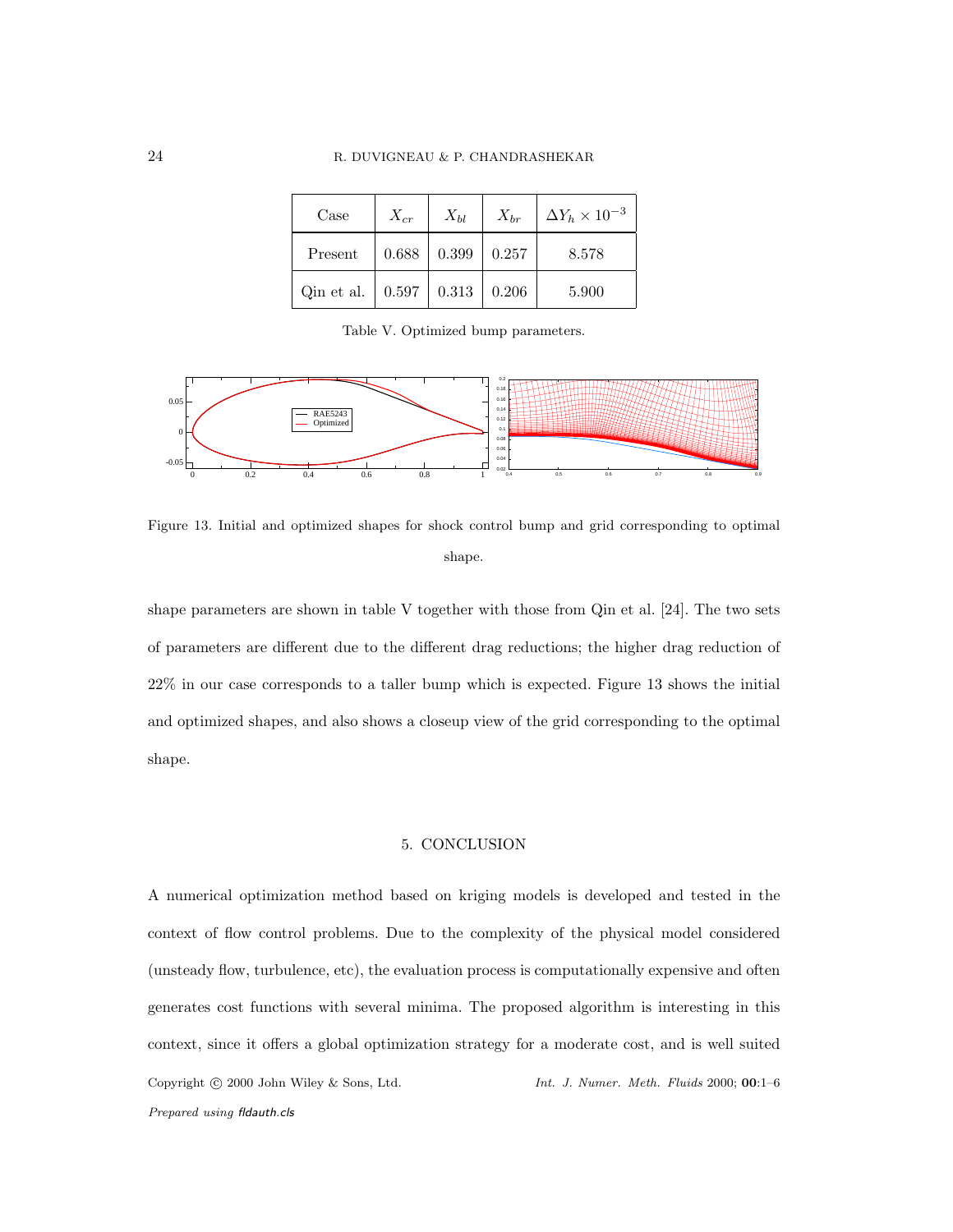| Case | $X_{cr}$ | $X_{bl}$ | $X_{br}$ | $\Delta Y_h \times 10^{-3}$ |
|---|---|---|---|---|
| Present | 0.688 | 0.399 | 0.257 | 8.578 |
| Qin et al. | 0.597 | 0.313 | 0.206 | 5.900 |

Table V. Optimized bump parameters.

Figure 13. Initial and optimized shapes for shock control bump and grid corresponding to optimal shape.

shape parameters are shown in table V together with those from Qin et al. [24]. The two sets of parameters are different due to the different drag reductions; the higher drag reduction of 22% in our case corresponds to a taller bump which is expected. Figure 13 shows the initial and optimized shapes, and also shows a closeup view of the grid corresponding to the optimal shape.

## 5. CONCLUSION

A numerical optimization method based on kriging models is developed and tested in the context of flow control problems. Due to the complexity of the physical model considered (unsteady flow, turbulence, etc), the evaluation process is computationally expensive and often generates cost functions with several minima. The proposed algorithm is interesting in this context, since it offers a global optimization strategy for a moderate cost, and is well suited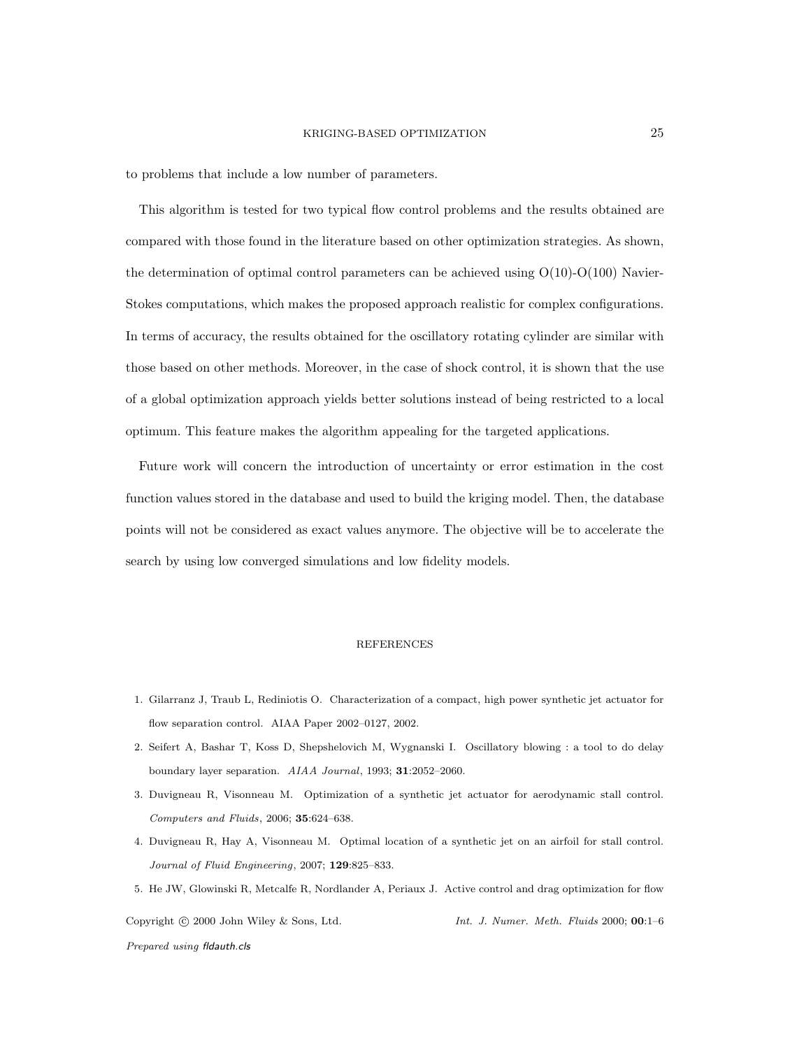to problems that include a low number of parameters.

This algorithm is tested for two typical flow control problems and the results obtained are compared with those found in the literature based on other optimization strategies. As shown, the determination of optimal control parameters can be achieved using O(10)-O(100) Navier-Stokes computations, which makes the proposed approach realistic for complex configurations. In terms of accuracy, the results obtained for the oscillatory rotating cylinder are similar with those based on other methods. Moreover, in the case of shock control, it is shown that the use of a global optimization approach yields better solutions instead of being restricted to a local optimum. This feature makes the algorithm appealing for the targeted applications.

Future work will concern the introduction of uncertainty or error estimation in the cost function values stored in the database and used to build the kriging model. Then, the database points will not be considered as exact values anymore. The objective will be to accelerate the search by using low converged simulations and low fidelity models.

## REFERENCES

1. Gilarranz J, Traub L, Rediniotis O. Characterization of a compact, high power synthetic jet actuator for flow separation control. AIAA Paper 2002–0127, 2002.
2. Seifert A, Bashar T, Koss D, Shepshelovich M, Wygnanski I. Oscillatory blowing : a tool to do delay boundary layer separation. *AIAA Journal*, 1993; **31**:2052–2060.
3. Duvigneau R, Visonneau M. Optimization of a synthetic jet actuator for aerodynamic stall control. *Computers and Fluids*, 2006; **35**:624–638.
4. Duvigneau R, Hay A, Visonneau M. Optimal location of a synthetic jet on an airfoil for stall control. *Journal of Fluid Engineering*, 2007; **129**:825–833.
5. He JW, Glowinski R, Metcalfe R, Nordlander A, Periaux J. Active control and drag optimization for flow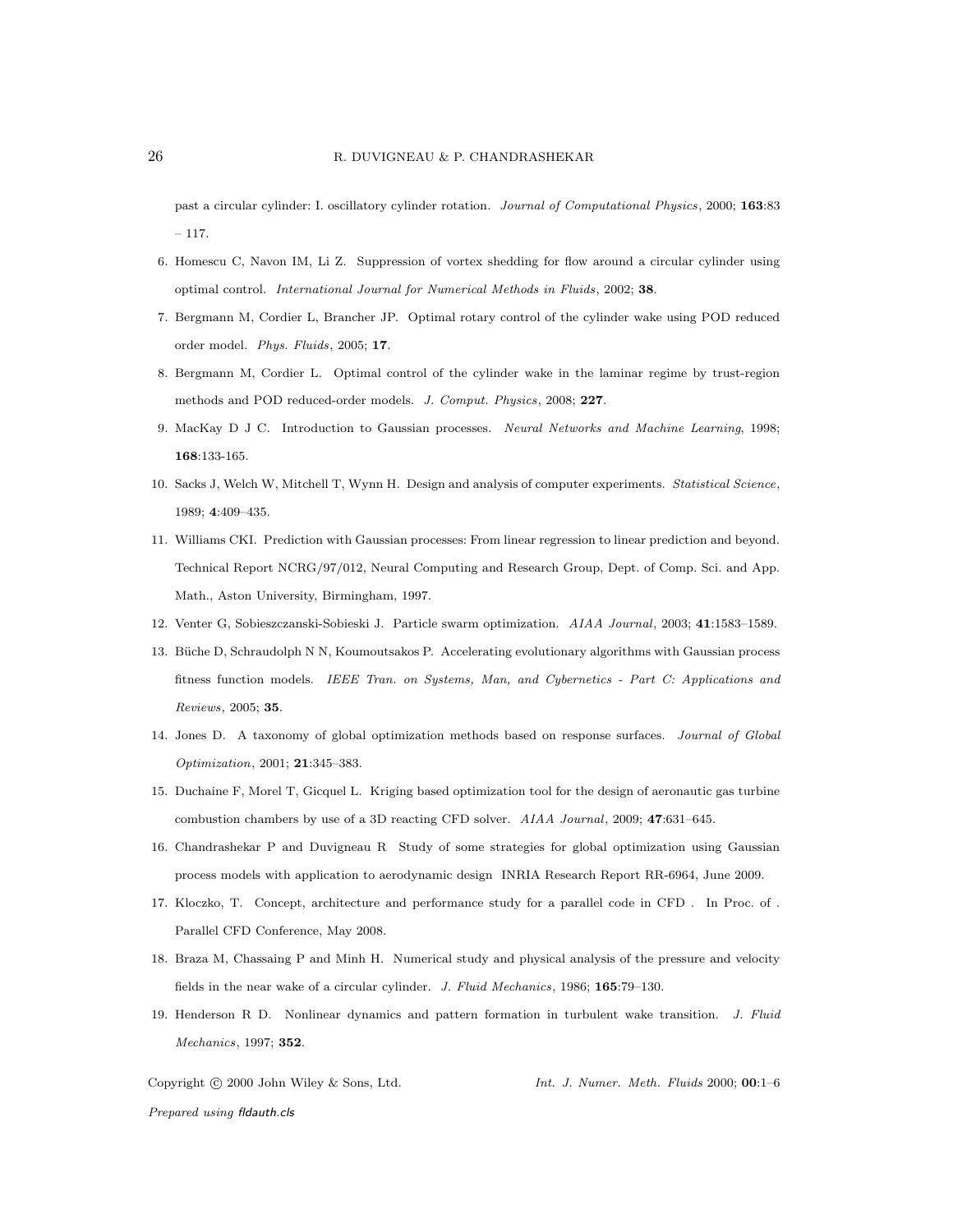past a circular cylinder: I. oscillatory cylinder rotation. *Journal of Computational Physics*, 2000; **163**:83 – 117.

6. Homescu C, Navon IM, Li Z. Suppression of vortex shedding for flow around a circular cylinder using optimal control. *International Journal for Numerical Methods in Fluids*, 2002; **38**.
7. Bergmann M, Cordier L, Brancher JP. Optimal rotary control of the cylinder wake using POD reduced order model. *Phys. Fluids*, 2005; **17**.
8. Bergmann M, Cordier L. Optimal control of the cylinder wake in the laminar regime by trust-region methods and POD reduced-order models. *J. Comput. Physics*, 2008; **227**.
9. MacKay D J C. Introduction to Gaussian processes. *Neural Networks and Machine Learning*, 1998; **168**:133-165.
10. Sacks J, Welch W, Mitchell T, Wynn H. Design and analysis of computer experiments. *Statistical Science*, 1989; **4**:409–435.
11. Williams CKI. Prediction with Gaussian processes: From linear regression to linear prediction and beyond. Technical Report NCRG/97/012, Neural Computing and Research Group, Dept. of Comp. Sci. and App. Math., Aston University, Birmingham, 1997.
12. Venter G, Sobieszczanski-Sobieski J. Particle swarm optimization. *AIAA Journal*, 2003; **41**:1583–1589.
13. Büche D, Schraudolph N N, Koumoutsakos P. Accelerating evolutionary algorithms with Gaussian process fitness function models. *IEEE Tran. on Systems, Man, and Cybernetics - Part C: Applications and Reviews*, 2005; **35**.
14. Jones D. A taxonomy of global optimization methods based on response surfaces. *Journal of Global Optimization*, 2001; **21**:345–383.
15. Duchaine F, Morel T, Gicquel L. Kriging based optimization tool for the design of aeronautic gas turbine combustion chambers by use of a 3D reacting CFD solver. *AIAA Journal*, 2009; **47**:631–645.
16. Chandrashekar P and Duvigneau R Study of some strategies for global optimization using Gaussian process models with application to aerodynamic design INRIA Research Report RR-6964, June 2009.
17. Kloczko, T. Concept, architecture and performance study for a parallel code in CFD . In Proc. of . Parallel CFD Conference, May 2008.
18. Braza M, Chassaing P and Minh H. Numerical study and physical analysis of the pressure and velocity fields in the near wake of a circular cylinder. *J. Fluid Mechanics*, 1986; **165**:79–130.
19. Henderson R D. Nonlinear dynamics and pattern formation in turbulent wake transition. *J. Fluid Mechanics*, 1997; **352**.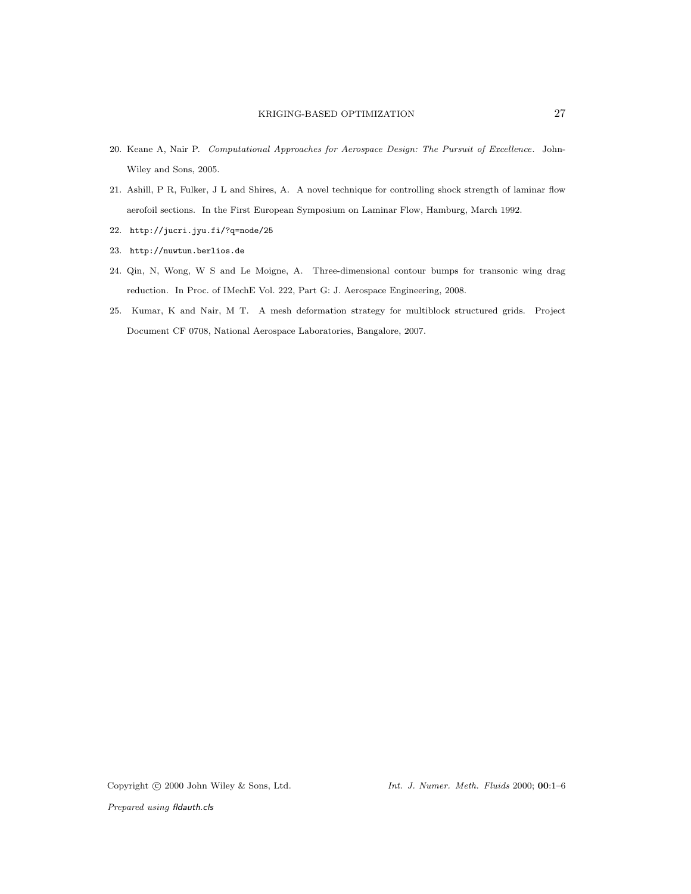20. Keane A, Nair P. *Computational Approaches for Aerospace Design: The Pursuit of Excellence*. John-Wiley and Sons, 2005.
21. Ashill, P R, Fulker, J L and Shires, A. A novel technique for controlling shock strength of laminar flow aerofoil sections. In the First European Symposium on Laminar Flow, Hamburg, March 1992.
22. `http://jucri.jyu.fi/?q=node/25`
23. `http://nuwtun.berlios.de`
24. Qin, N, Wong, W S and Le Moigne, A. Three-dimensional contour bumps for transonic wing drag reduction. In Proc. of IMechE Vol. 222, Part G: J. Aerospace Engineering, 2008.
25. Kumar, K and Nair, M T. A mesh deformation strategy for multiblock structured grids. Project Document CF 0708, National Aerospace Laboratories, Bangalore, 2007.